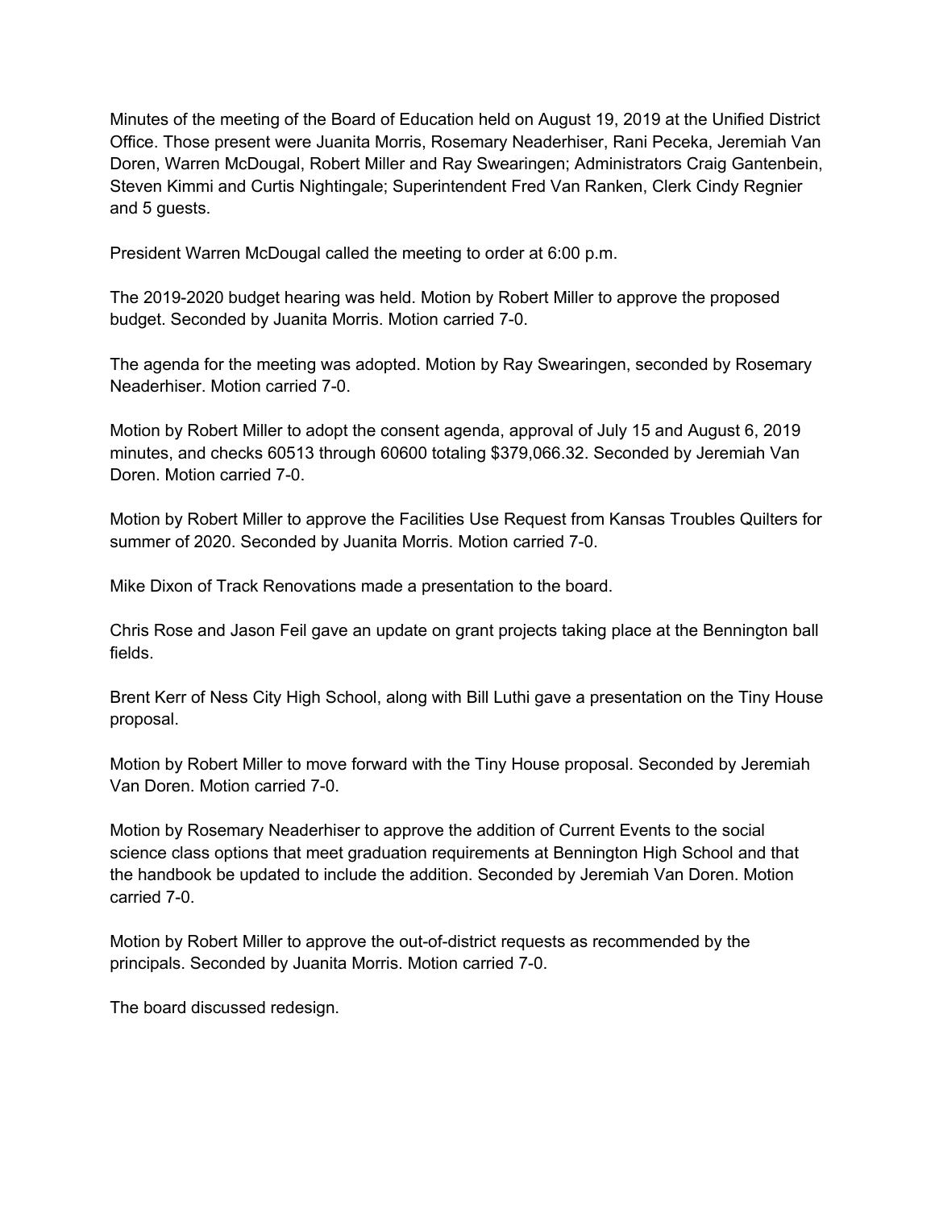Minutes of the meeting of the Board of Education held on August 19, 2019 at the Unified District Office. Those present were Juanita Morris, Rosemary Neaderhiser, Rani Peceka, Jeremiah Van Doren, Warren McDougal, Robert Miller and Ray Swearingen; Administrators Craig Gantenbein, Steven Kimmi and Curtis Nightingale; Superintendent Fred Van Ranken, Clerk Cindy Regnier and 5 guests.

President Warren McDougal called the meeting to order at 6:00 p.m.

The 2019-2020 budget hearing was held. Motion by Robert Miller to approve the proposed budget. Seconded by Juanita Morris. Motion carried 7-0.

The agenda for the meeting was adopted. Motion by Ray Swearingen, seconded by Rosemary Neaderhiser. Motion carried 7-0.

Motion by Robert Miller to adopt the consent agenda, approval of July 15 and August 6, 2019 minutes, and checks 60513 through 60600 totaling $379,066.32. Seconded by Jeremiah Van Doren. Motion carried 7-0.

Motion by Robert Miller to approve the Facilities Use Request from Kansas Troubles Quilters for summer of 2020. Seconded by Juanita Morris. Motion carried 7-0.

Mike Dixon of Track Renovations made a presentation to the board.

Chris Rose and Jason Feil gave an update on grant projects taking place at the Bennington ball fields.

Brent Kerr of Ness City High School, along with Bill Luthi gave a presentation on the Tiny House proposal.

Motion by Robert Miller to move forward with the Tiny House proposal. Seconded by Jeremiah Van Doren. Motion carried 7-0.

Motion by Rosemary Neaderhiser to approve the addition of Current Events to the social science class options that meet graduation requirements at Bennington High School and that the handbook be updated to include the addition. Seconded by Jeremiah Van Doren. Motion carried 7-0.

Motion by Robert Miller to approve the out-of-district requests as recommended by the principals. Seconded by Juanita Morris. Motion carried 7-0.

The board discussed redesign.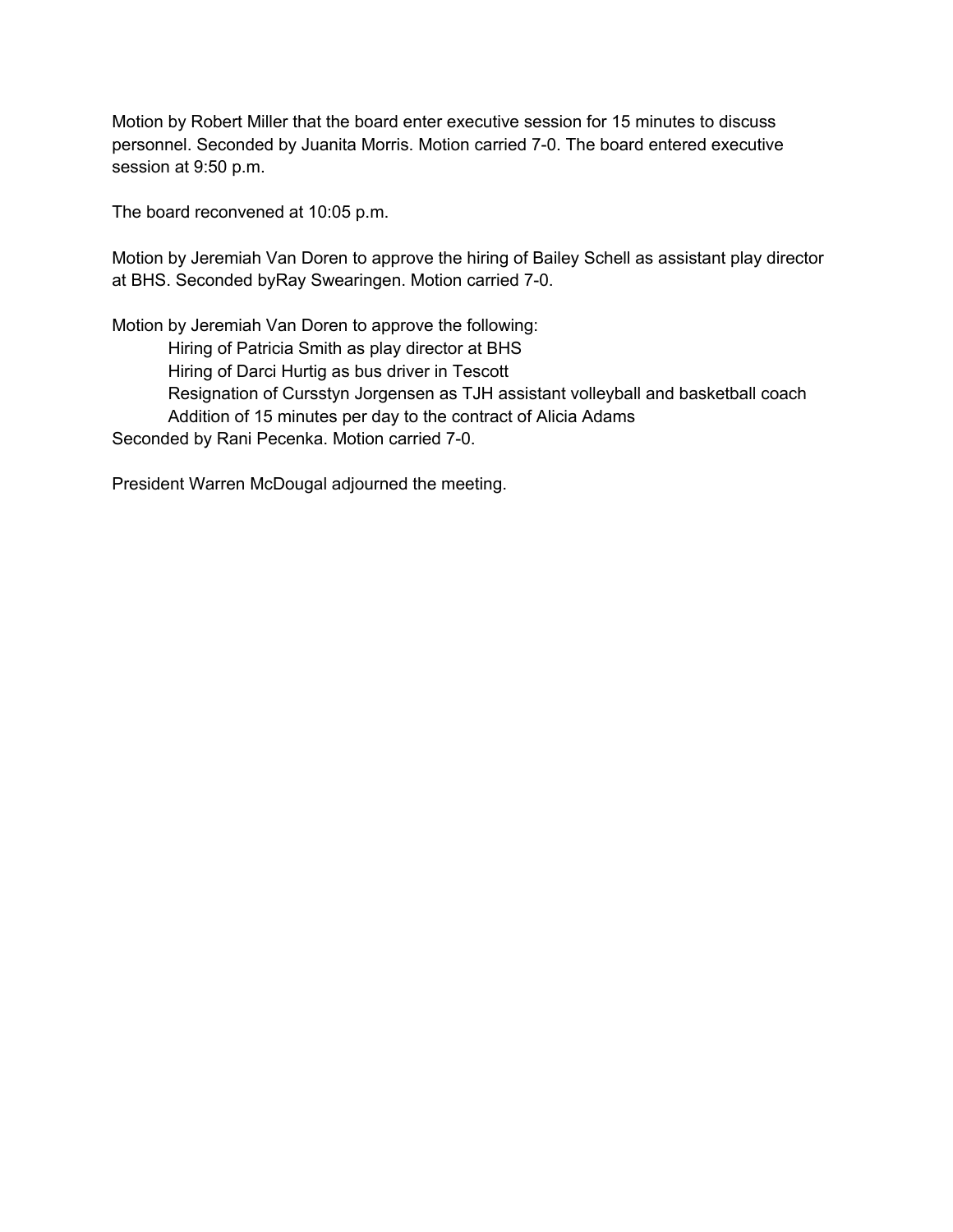Motion by Robert Miller that the board enter executive session for 15 minutes to discuss personnel. Seconded by Juanita Morris. Motion carried 7-0. The board entered executive session at 9:50 p.m.

The board reconvened at 10:05 p.m.

Motion by Jeremiah Van Doren to approve the hiring of Bailey Schell as assistant play director at BHS. Seconded byRay Swearingen. Motion carried 7-0.

Motion by Jeremiah Van Doren to approve the following:

Hiring of Patricia Smith as play director at BHS
Hiring of Darci Hurtig as bus driver in Tescott
Resignation of Cursstyn Jorgensen as TJH assistant volleyball and basketball coach
Addition of 15 minutes per day to the contract of Alicia Adams

Seconded by Rani Pecenka. Motion carried 7-0.

President Warren McDougal adjourned the meeting.